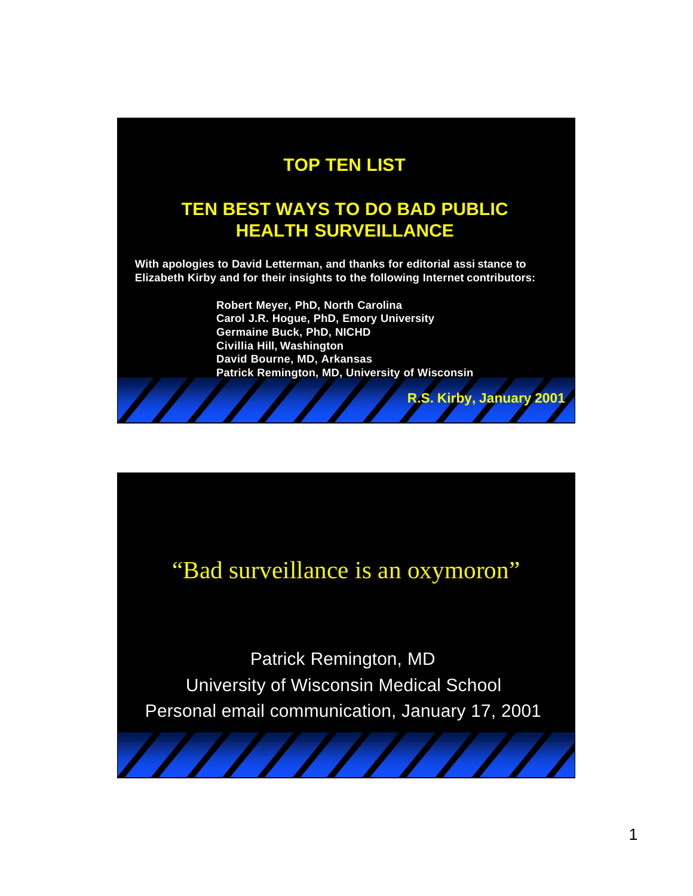# TOP TEN LIST

## TEN BEST WAYS TO DO BAD PUBLIC HEALTH SURVEILLANCE

**With apologies to David Letterman, and thanks for editorial assi stance to Elizabeth Kirby and for their insights to the following Internet contributors:**

**Robert Meyer, PhD, North Carolina**
**Carol J.R. Hogue, PhD, Emory University**
**Germaine Buck, PhD, NICHD**
**Civillia Hill, Washington**
**David Bourne, MD, Arkansas**
**Patrick Remington, MD, University of Wisconsin**

**R.S. Kirby, January 2001**

---

"Bad surveillance is an oxymoron"

Patrick Remington, MD
University of Wisconsin Medical School
Personal email communication, January 17, 2001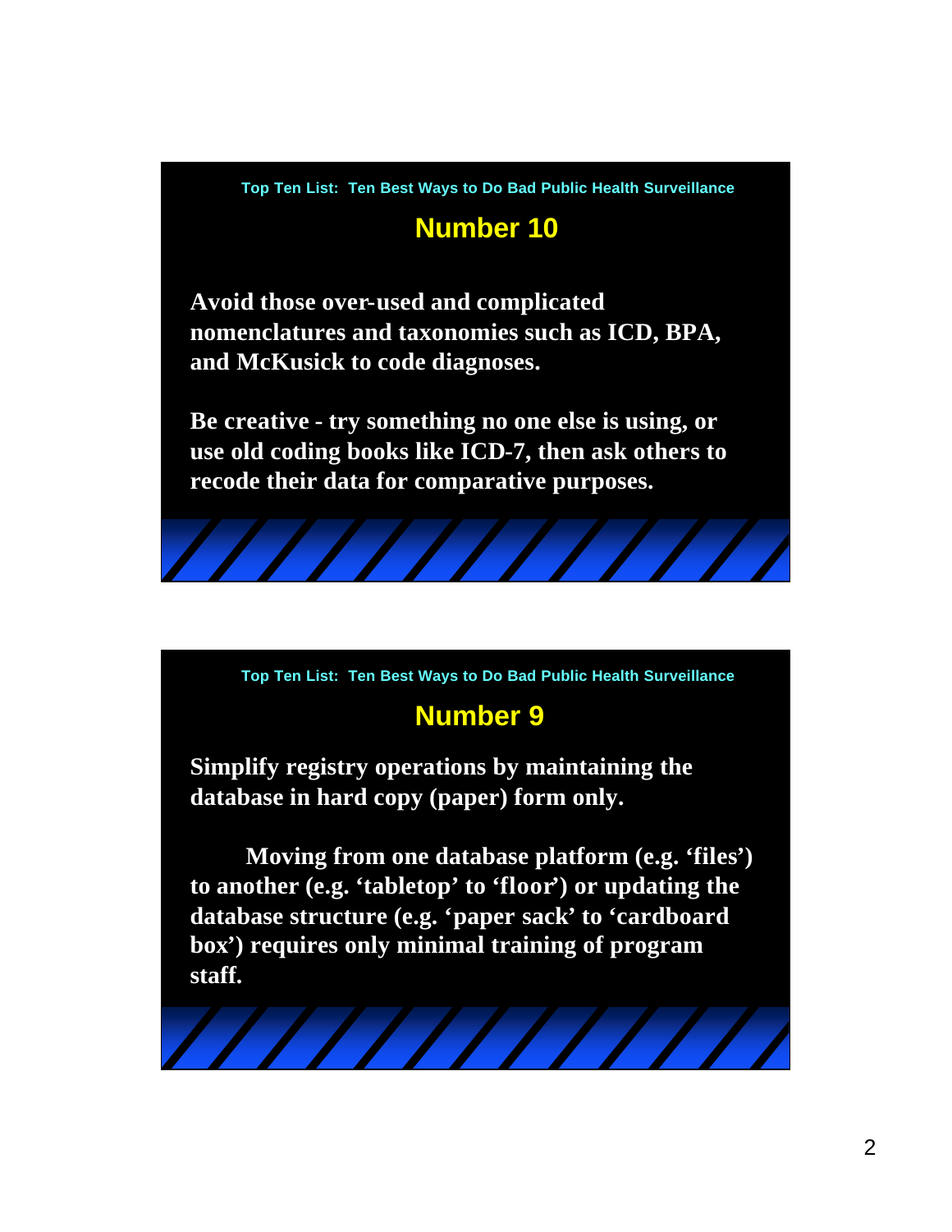Top Ten List: Ten Best Ways to Do Bad Public Health Surveillance

## Number 10

**Avoid those over-used and complicated nomenclatures and taxonomies such as ICD, BPA, and McKusick to code diagnoses.**

**Be creative - try something no one else is using, or use old coding books like ICD-7, then ask others to recode their data for comparative purposes.**

Top Ten List: Ten Best Ways to Do Bad Public Health Surveillance

## Number 9

**Simplify registry operations by maintaining the database in hard copy (paper) form only.**

**Moving from one database platform (e.g. 'files') to another (e.g. 'tabletop' to 'floor') or updating the database structure (e.g. 'paper sack' to 'cardboard box') requires only minimal training of program staff.**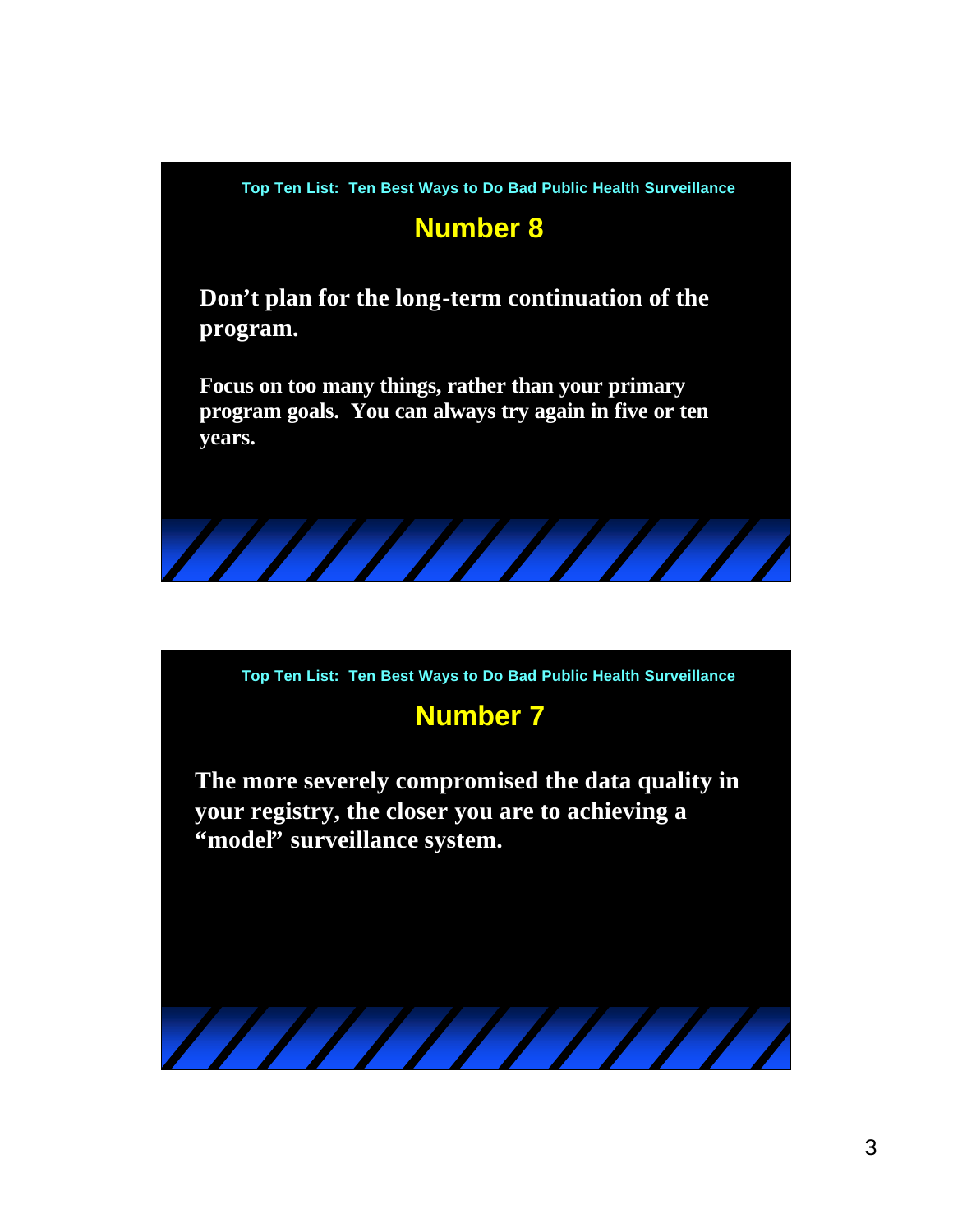Top Ten List: Ten Best Ways to Do Bad Public Health Surveillance

## Number 8

**Don't plan for the long-term continuation of the program.**

**Focus on too many things, rather than your primary program goals. You can always try again in five or ten years.**

Top Ten List: Ten Best Ways to Do Bad Public Health Surveillance

## Number 7

**The more severely compromised the data quality in your registry, the closer you are to achieving a "model" surveillance system.**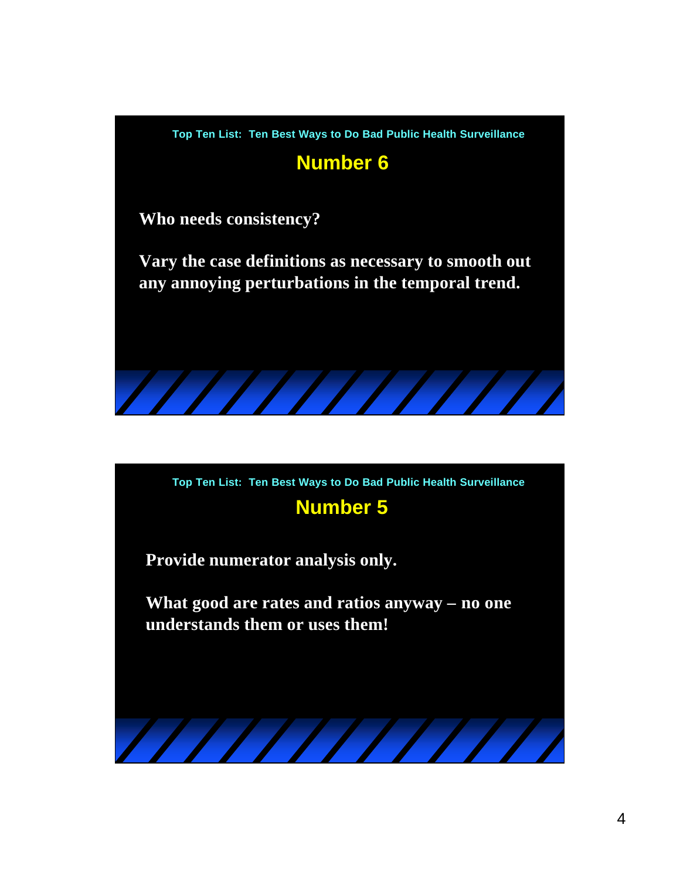Top Ten List: Ten Best Ways to Do Bad Public Health Surveillance

## Number 6

**Who needs consistency?**

**Vary the case definitions as necessary to smooth out any annoying perturbations in the temporal trend.**

Top Ten List: Ten Best Ways to Do Bad Public Health Surveillance

## Number 5

**Provide numerator analysis only.**

**What good are rates and ratios anyway – no one understands them or uses them!**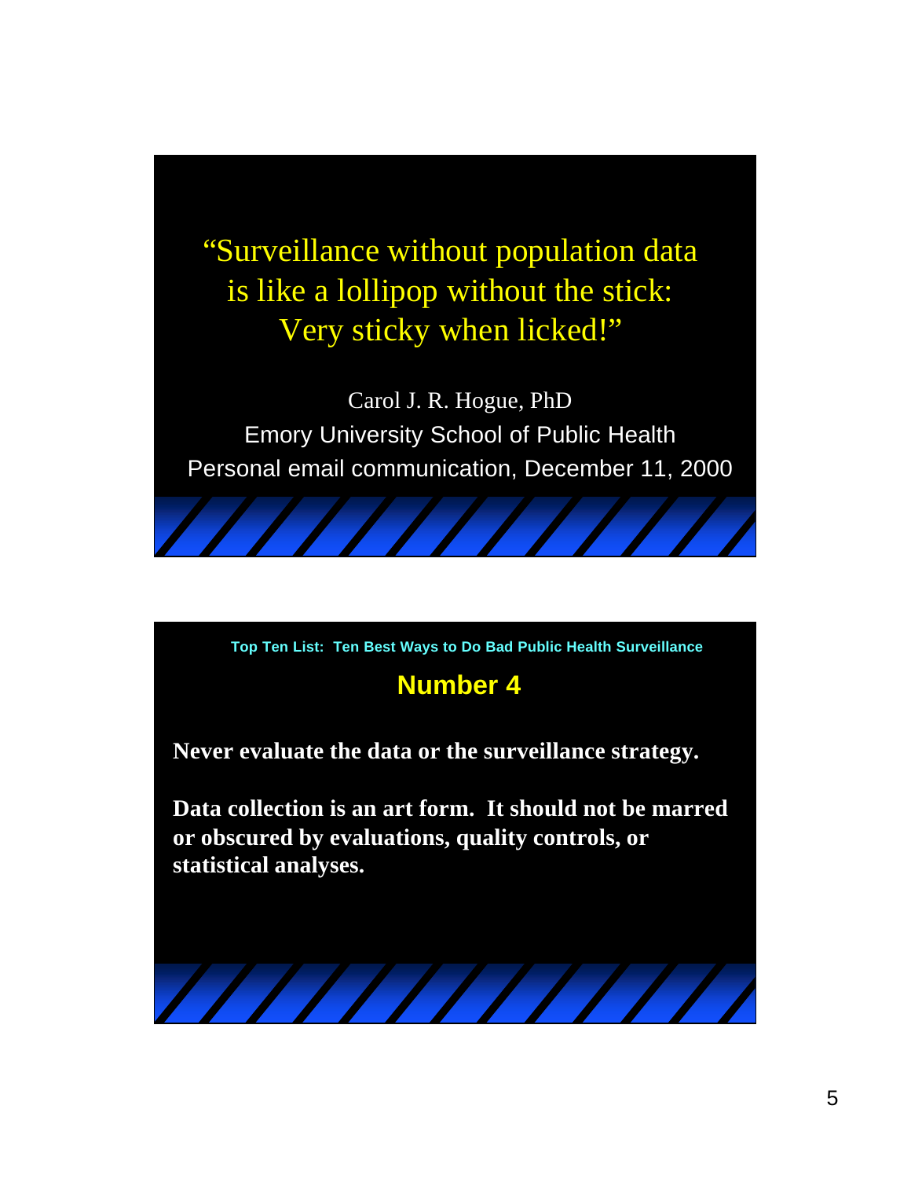"Surveillance without population data is like a lollipop without the stick: Very sticky when licked!"

Carol J. R. Hogue, PhD
Emory University School of Public Health
Personal email communication, December 11, 2000

---

Top Ten List: Ten Best Ways to Do Bad Public Health Surveillance

## Number 4

**Never evaluate the data or the surveillance strategy.**

**Data collection is an art form. It should not be marred or obscured by evaluations, quality controls, or statistical analyses.**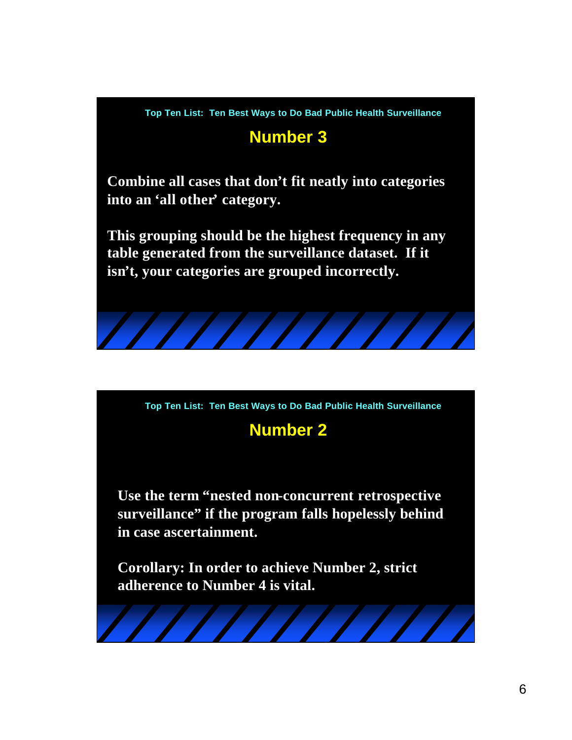Top Ten List: Ten Best Ways to Do Bad Public Health Surveillance

## Number 3

**Combine all cases that don't fit neatly into categories into an 'all other' category.**

**This grouping should be the highest frequency in any table generated from the surveillance dataset. If it isn't, your categories are grouped incorrectly.**

Top Ten List: Ten Best Ways to Do Bad Public Health Surveillance

## Number 2

**Use the term "nested non-concurrent retrospective surveillance" if the program falls hopelessly behind in case ascertainment.**

**Corollary: In order to achieve Number 2, strict adherence to Number 4 is vital.**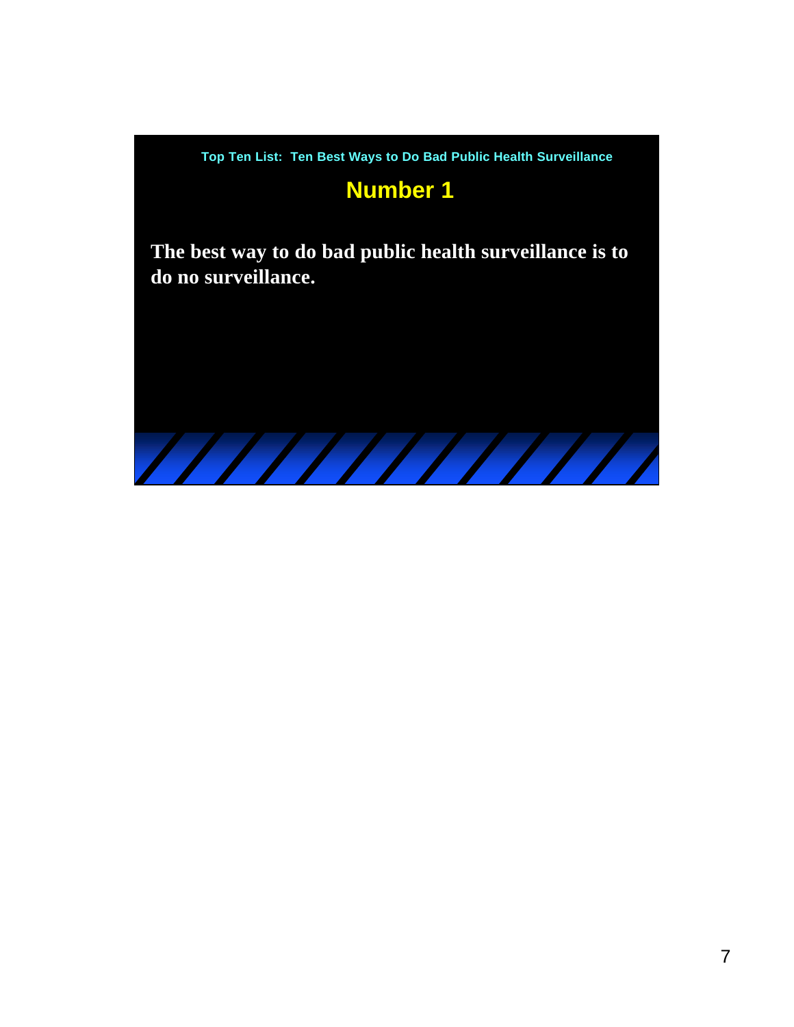Top Ten List: Ten Best Ways to Do Bad Public Health Surveillance

## Number 1

**The best way to do bad public health surveillance is to do no surveillance.**